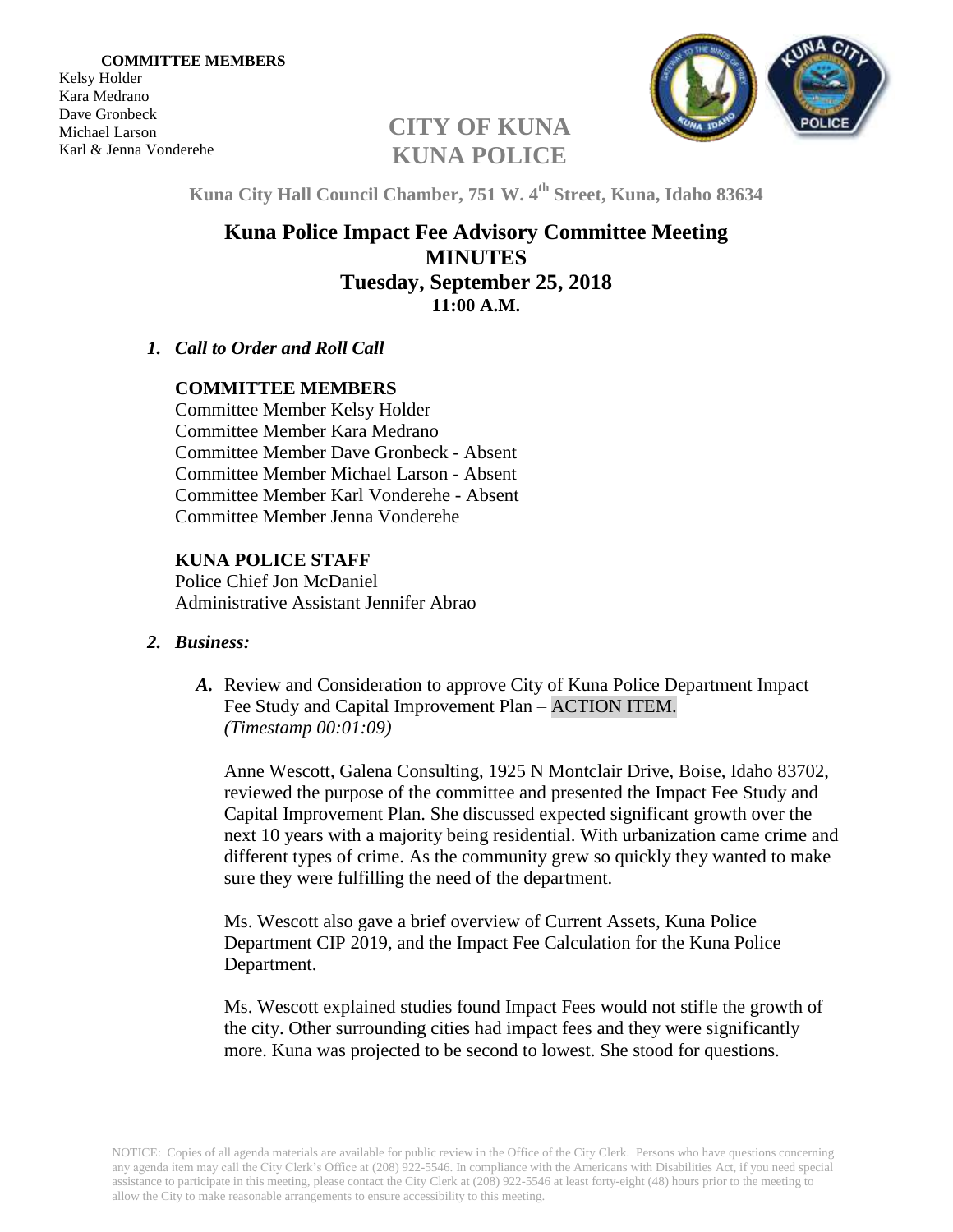**COMMITTEE MEMBERS**
Kelsy Holder
Kara Medrano
Dave Gronbeck
Michael Larson
Karl & Jenna Vonderehe

# CITY OF KUNA
# KUNA POLICE

**Kuna City Hall Council Chamber, 751 W. 4th Street, Kuna, Idaho 83634**

## Kuna Police Impact Fee Advisory Committee Meeting
## MINUTES
## Tuesday, September 25, 2018
### 11:00 A.M.

1. ***Call to Order and Roll Call***

**COMMITTEE MEMBERS**
Committee Member Kelsy Holder
Committee Member Kara Medrano
Committee Member Dave Gronbeck - Absent
Committee Member Michael Larson - Absent
Committee Member Karl Vonderehe - Absent
Committee Member Jenna Vonderehe

**KUNA POLICE STAFF**
Police Chief Jon McDaniel
Administrative Assistant Jennifer Abrao

2. ***Business:***

   ***A.*** Review and Consideration to approve City of Kuna Police Department Impact Fee Study and Capital Improvement Plan – ACTION ITEM.
   *(Timestamp 00:01:09)*

   Anne Wescott, Galena Consulting, 1925 N Montclair Drive, Boise, Idaho 83702, reviewed the purpose of the committee and presented the Impact Fee Study and Capital Improvement Plan. She discussed expected significant growth over the next 10 years with a majority being residential. With urbanization came crime and different types of crime. As the community grew so quickly they wanted to make sure they were fulfilling the need of the department.

   Ms. Wescott also gave a brief overview of Current Assets, Kuna Police Department CIP 2019, and the Impact Fee Calculation for the Kuna Police Department.

   Ms. Wescott explained studies found Impact Fees would not stifle the growth of the city. Other surrounding cities had impact fees and they were significantly more. Kuna was projected to be second to lowest. She stood for questions.

NOTICE: Copies of all agenda materials are available for public review in the Office of the City Clerk. Persons who have questions concerning any agenda item may call the City Clerk's Office at (208) 922-5546. In compliance with the Americans with Disabilities Act, if you need special assistance to participate in this meeting, please contact the City Clerk at (208) 922-5546 at least forty-eight (48) hours prior to the meeting to allow the City to make reasonable arrangements to ensure accessibility to this meeting.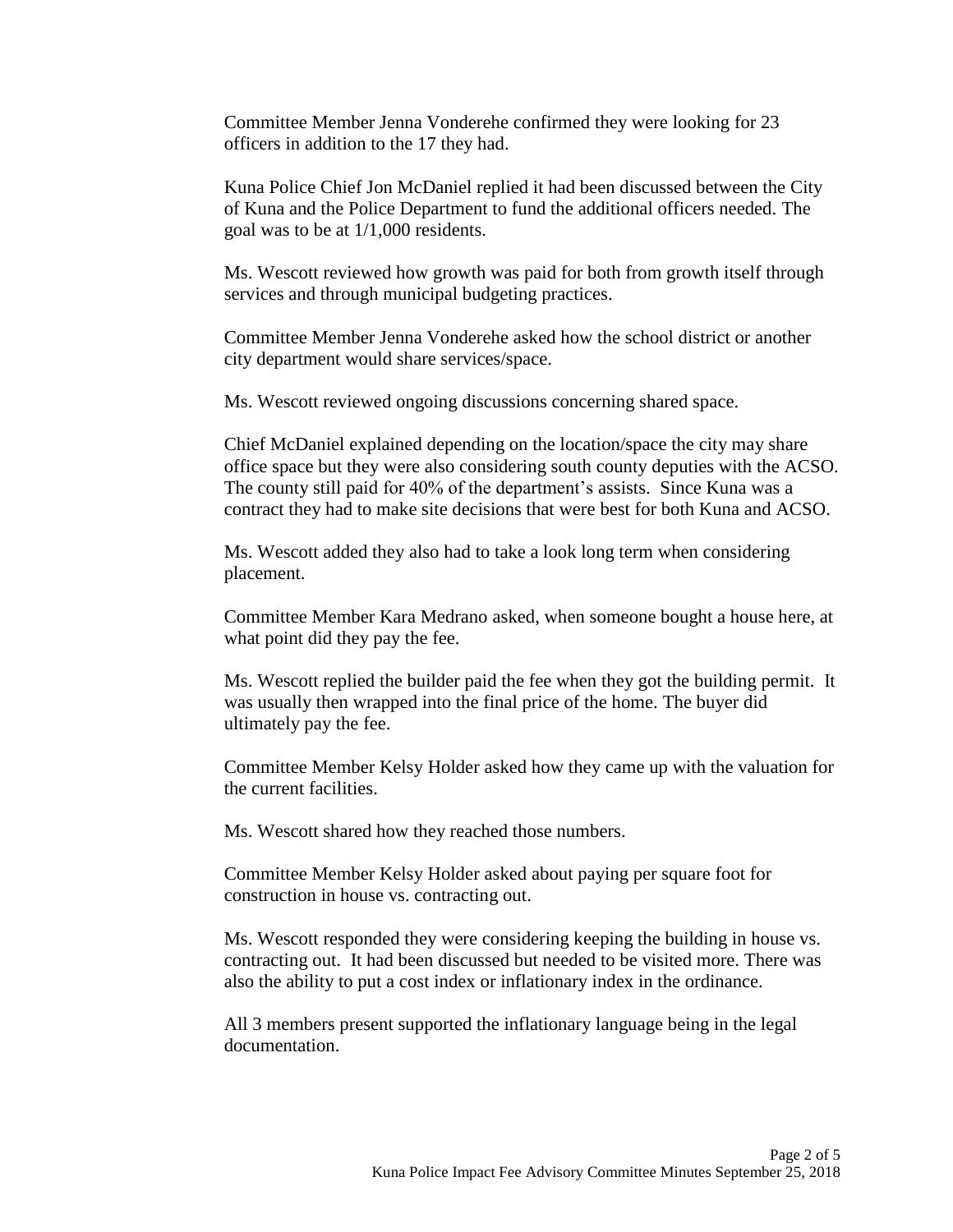Committee Member Jenna Vonderehe confirmed they were looking for 23 officers in addition to the 17 they had.

Kuna Police Chief Jon McDaniel replied it had been discussed between the City of Kuna and the Police Department to fund the additional officers needed. The goal was to be at 1/1,000 residents.

Ms. Wescott reviewed how growth was paid for both from growth itself through services and through municipal budgeting practices.

Committee Member Jenna Vonderehe asked how the school district or another city department would share services/space.

Ms. Wescott reviewed ongoing discussions concerning shared space.

Chief McDaniel explained depending on the location/space the city may share office space but they were also considering south county deputies with the ACSO. The county still paid for 40% of the department's assists. Since Kuna was a contract they had to make site decisions that were best for both Kuna and ACSO.

Ms. Wescott added they also had to take a look long term when considering placement.

Committee Member Kara Medrano asked, when someone bought a house here, at what point did they pay the fee.

Ms. Wescott replied the builder paid the fee when they got the building permit. It was usually then wrapped into the final price of the home. The buyer did ultimately pay the fee.

Committee Member Kelsy Holder asked how they came up with the valuation for the current facilities.

Ms. Wescott shared how they reached those numbers.

Committee Member Kelsy Holder asked about paying per square foot for construction in house vs. contracting out.

Ms. Wescott responded they were considering keeping the building in house vs. contracting out. It had been discussed but needed to be visited more. There was also the ability to put a cost index or inflationary index in the ordinance.

All 3 members present supported the inflationary language being in the legal documentation.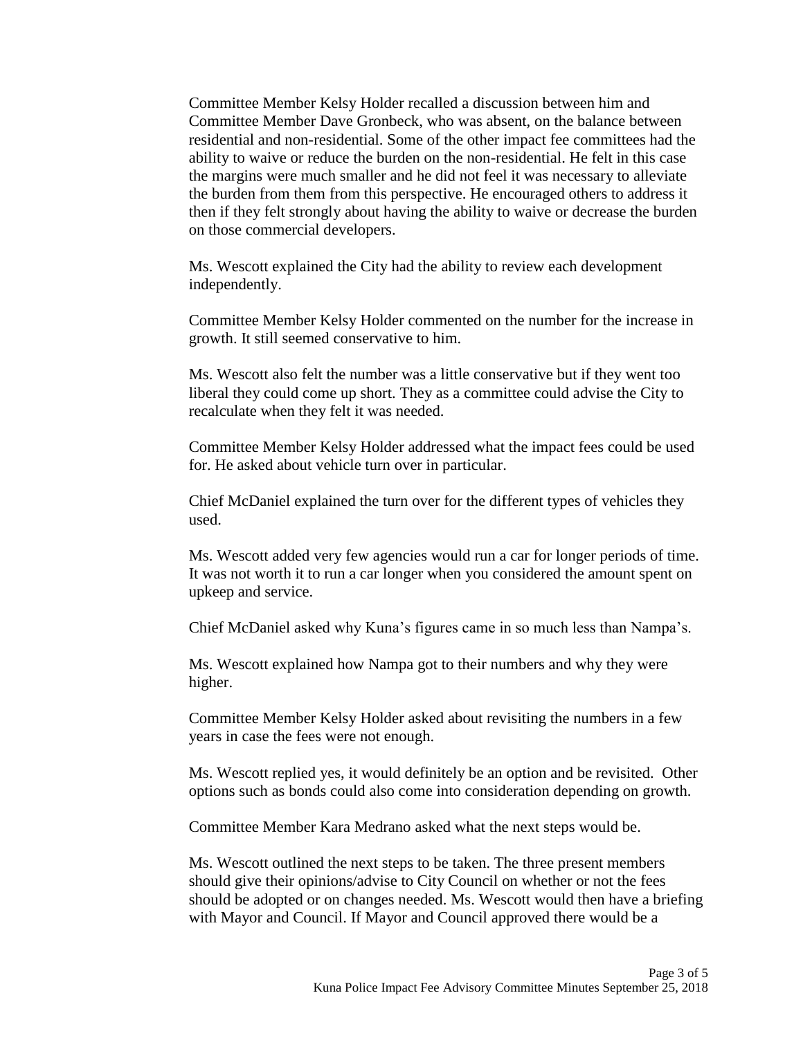Committee Member Kelsy Holder recalled a discussion between him and Committee Member Dave Gronbeck, who was absent, on the balance between residential and non-residential. Some of the other impact fee committees had the ability to waive or reduce the burden on the non-residential. He felt in this case the margins were much smaller and he did not feel it was necessary to alleviate the burden from them from this perspective. He encouraged others to address it then if they felt strongly about having the ability to waive or decrease the burden on those commercial developers.

Ms. Wescott explained the City had the ability to review each development independently.

Committee Member Kelsy Holder commented on the number for the increase in growth. It still seemed conservative to him.

Ms. Wescott also felt the number was a little conservative but if they went too liberal they could come up short. They as a committee could advise the City to recalculate when they felt it was needed.

Committee Member Kelsy Holder addressed what the impact fees could be used for. He asked about vehicle turn over in particular.

Chief McDaniel explained the turn over for the different types of vehicles they used.

Ms. Wescott added very few agencies would run a car for longer periods of time. It was not worth it to run a car longer when you considered the amount spent on upkeep and service.

Chief McDaniel asked why Kuna's figures came in so much less than Nampa's.

Ms. Wescott explained how Nampa got to their numbers and why they were higher.

Committee Member Kelsy Holder asked about revisiting the numbers in a few years in case the fees were not enough.

Ms. Wescott replied yes, it would definitely be an option and be revisited. Other options such as bonds could also come into consideration depending on growth.

Committee Member Kara Medrano asked what the next steps would be.

Ms. Wescott outlined the next steps to be taken. The three present members should give their opinions/advise to City Council on whether or not the fees should be adopted or on changes needed. Ms. Wescott would then have a briefing with Mayor and Council. If Mayor and Council approved there would be a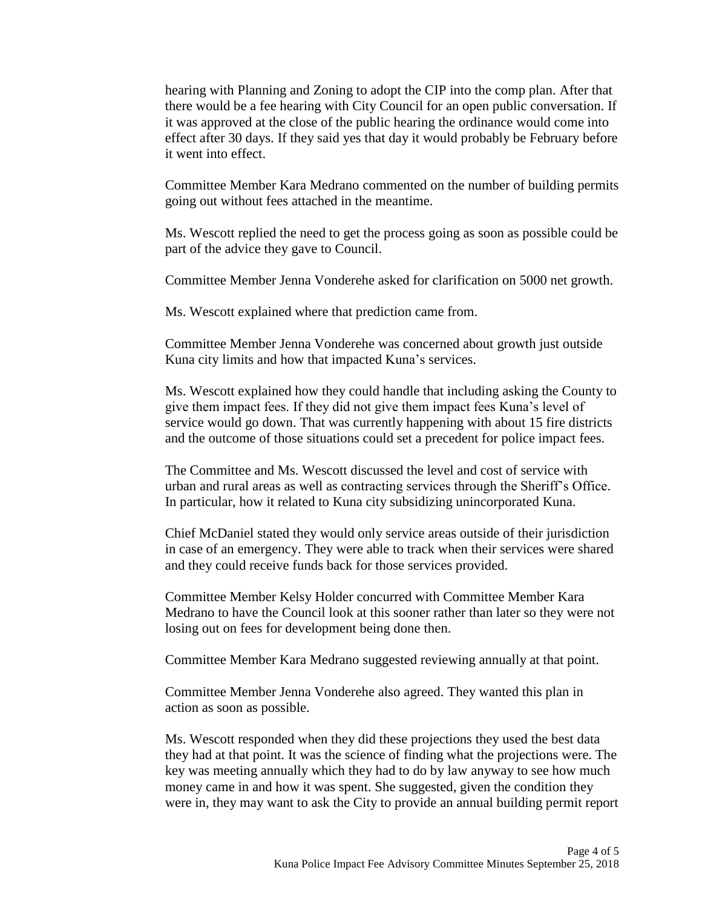hearing with Planning and Zoning to adopt the CIP into the comp plan. After that there would be a fee hearing with City Council for an open public conversation. If it was approved at the close of the public hearing the ordinance would come into effect after 30 days. If they said yes that day it would probably be February before it went into effect.

Committee Member Kara Medrano commented on the number of building permits going out without fees attached in the meantime.

Ms. Wescott replied the need to get the process going as soon as possible could be part of the advice they gave to Council.

Committee Member Jenna Vonderehe asked for clarification on 5000 net growth.

Ms. Wescott explained where that prediction came from.

Committee Member Jenna Vonderehe was concerned about growth just outside Kuna city limits and how that impacted Kuna's services.

Ms. Wescott explained how they could handle that including asking the County to give them impact fees. If they did not give them impact fees Kuna's level of service would go down. That was currently happening with about 15 fire districts and the outcome of those situations could set a precedent for police impact fees.

The Committee and Ms. Wescott discussed the level and cost of service with urban and rural areas as well as contracting services through the Sheriff's Office. In particular, how it related to Kuna city subsidizing unincorporated Kuna.

Chief McDaniel stated they would only service areas outside of their jurisdiction in case of an emergency. They were able to track when their services were shared and they could receive funds back for those services provided.

Committee Member Kelsy Holder concurred with Committee Member Kara Medrano to have the Council look at this sooner rather than later so they were not losing out on fees for development being done then.

Committee Member Kara Medrano suggested reviewing annually at that point.

Committee Member Jenna Vonderehe also agreed. They wanted this plan in action as soon as possible.

Ms. Wescott responded when they did these projections they used the best data they had at that point. It was the science of finding what the projections were. The key was meeting annually which they had to do by law anyway to see how much money came in and how it was spent. She suggested, given the condition they were in, they may want to ask the City to provide an annual building permit report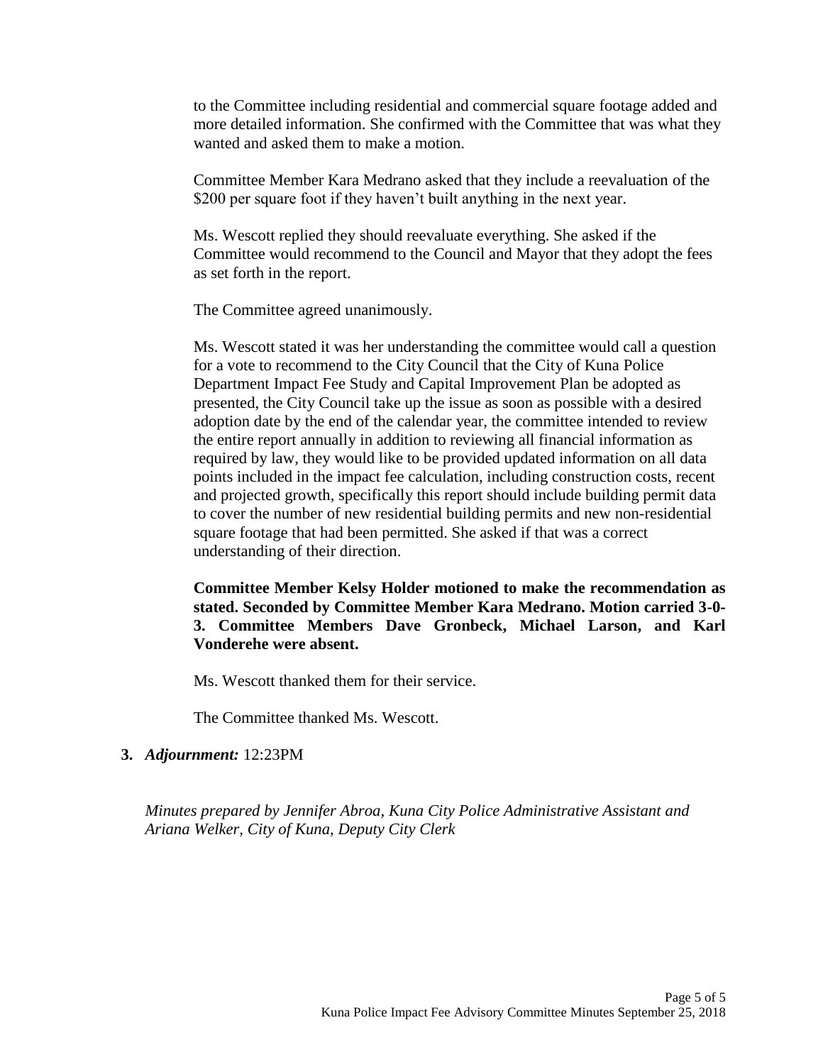to the Committee including residential and commercial square footage added and more detailed information. She confirmed with the Committee that was what they wanted and asked them to make a motion.

Committee Member Kara Medrano asked that they include a reevaluation of the $200 per square foot if they haven't built anything in the next year.

Ms. Wescott replied they should reevaluate everything. She asked if the Committee would recommend to the Council and Mayor that they adopt the fees as set forth in the report.

The Committee agreed unanimously.

Ms. Wescott stated it was her understanding the committee would call a question for a vote to recommend to the City Council that the City of Kuna Police Department Impact Fee Study and Capital Improvement Plan be adopted as presented, the City Council take up the issue as soon as possible with a desired adoption date by the end of the calendar year, the committee intended to review the entire report annually in addition to reviewing all financial information as required by law, they would like to be provided updated information on all data points included in the impact fee calculation, including construction costs, recent and projected growth, specifically this report should include building permit data to cover the number of new residential building permits and new non-residential square footage that had been permitted. She asked if that was a correct understanding of their direction.

**Committee Member Kelsy Holder motioned to make the recommendation as stated. Seconded by Committee Member Kara Medrano. Motion carried 3-0-3. Committee Members Dave Gronbeck, Michael Larson, and Karl Vonderehe were absent.**

Ms. Wescott thanked them for their service.

The Committee thanked Ms. Wescott.

**3.** ***Adjournment:*** 12:23PM

*Minutes prepared by Jennifer Abroa, Kuna City Police Administrative Assistant and Ariana Welker, City of Kuna, Deputy City Clerk*